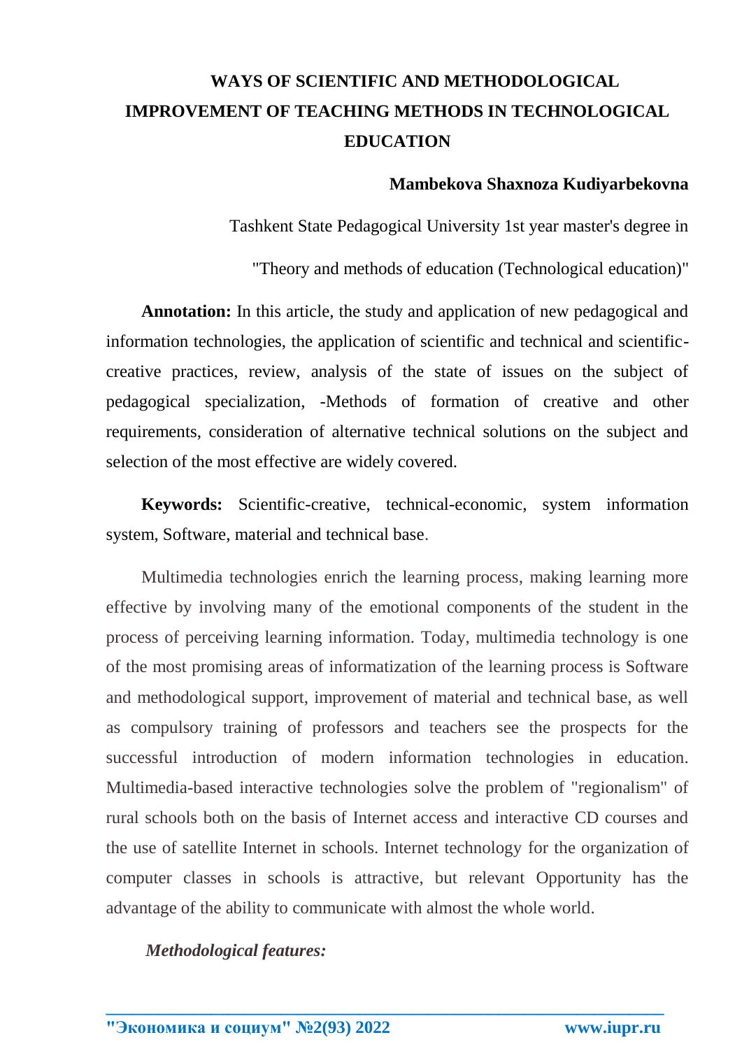# WAYS OF SCIENTIFIC AND METHODOLOGICAL IMPROVEMENT OF TEACHING METHODS IN TECHNOLOGICAL EDUCATION

**Mambekova Shaxnoza Kudiyarbekovna**

Tashkent State Pedagogical University 1st year master's degree in

"Theory and methods of education (Technological education)"

**Annotation:** In this article, the study and application of new pedagogical and information technologies, the application of scientific and technical and scientific-creative practices, review, analysis of the state of issues on the subject of pedagogical specialization, -Methods of formation of creative and other requirements, consideration of alternative technical solutions on the subject and selection of the most effective are widely covered.

**Keywords:** Scientific-creative, technical-economic, system information system, Software, material and technical base.

Multimedia technologies enrich the learning process, making learning more effective by involving many of the emotional components of the student in the process of perceiving learning information. Today, multimedia technology is one of the most promising areas of informatization of the learning process is Software and methodological support, improvement of material and technical base, as well as compulsory training of professors and teachers see the prospects for the successful introduction of modern information technologies in education. Multimedia-based interactive technologies solve the problem of "regionalism" of rural schools both on the basis of Internet access and interactive CD courses and the use of satellite Internet in schools. Internet technology for the organization of computer classes in schools is attractive, but relevant Opportunity has the advantage of the ability to communicate with almost the whole world.

***Methodological features:***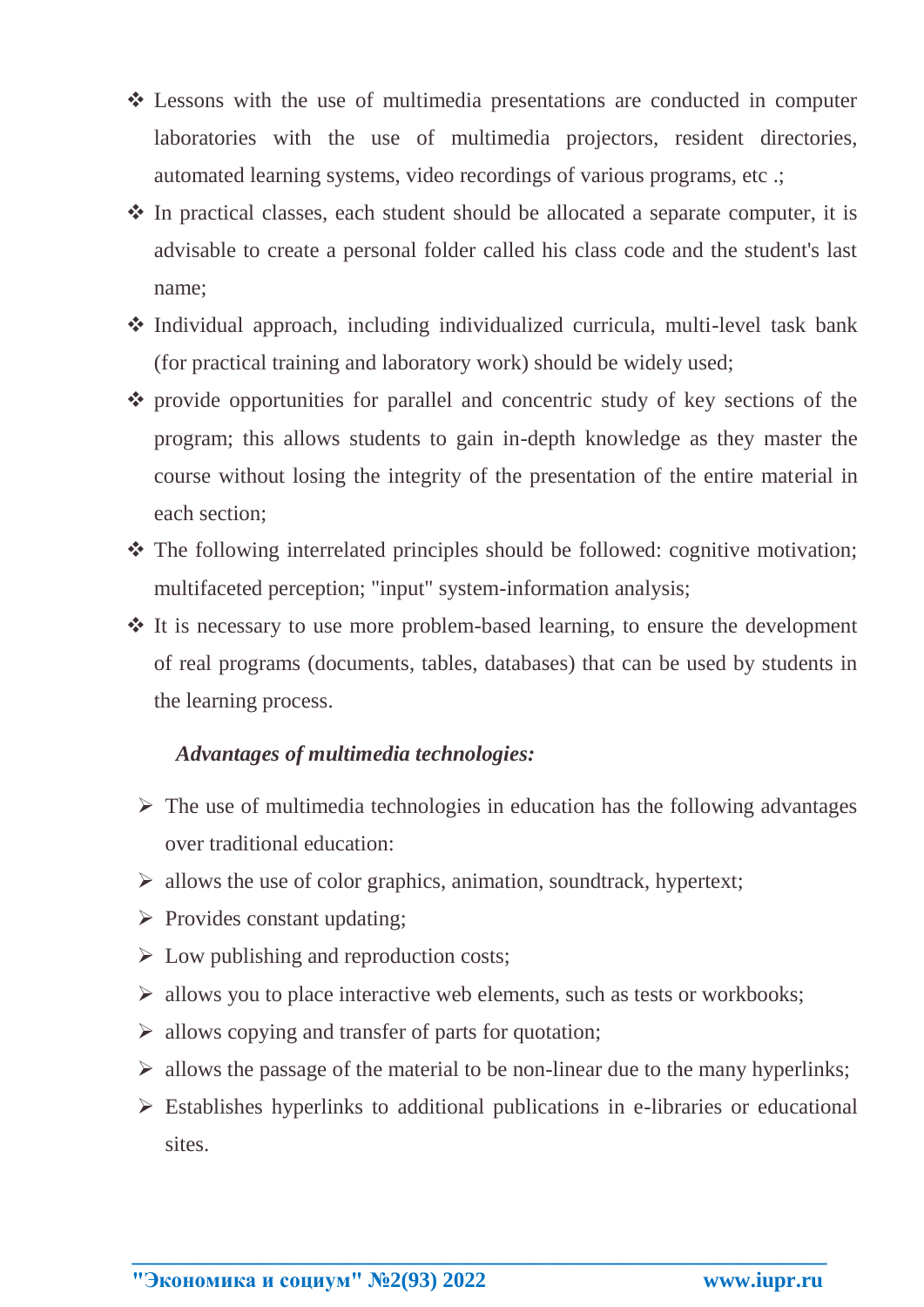- Lessons with the use of multimedia presentations are conducted in computer laboratories with the use of multimedia projectors, resident directories, automated learning systems, video recordings of various programs, etc .;
- In practical classes, each student should be allocated a separate computer, it is advisable to create a personal folder called his class code and the student's last name;
- Individual approach, including individualized curricula, multi-level task bank (for practical training and laboratory work) should be widely used;
- provide opportunities for parallel and concentric study of key sections of the program; this allows students to gain in-depth knowledge as they master the course without losing the integrity of the presentation of the entire material in each section;
- The following interrelated principles should be followed: cognitive motivation; multifaceted perception; "input" system-information analysis;
- It is necessary to use more problem-based learning, to ensure the development of real programs (documents, tables, databases) that can be used by students in the learning process.

***Advantages of multimedia technologies:***

- The use of multimedia technologies in education has the following advantages over traditional education:
- allows the use of color graphics, animation, soundtrack, hypertext;
- Provides constant updating;
- Low publishing and reproduction costs;
- allows you to place interactive web elements, such as tests or workbooks;
- allows copying and transfer of parts for quotation;
- allows the passage of the material to be non-linear due to the many hyperlinks;
- Establishes hyperlinks to additional publications in e-libraries or educational sites.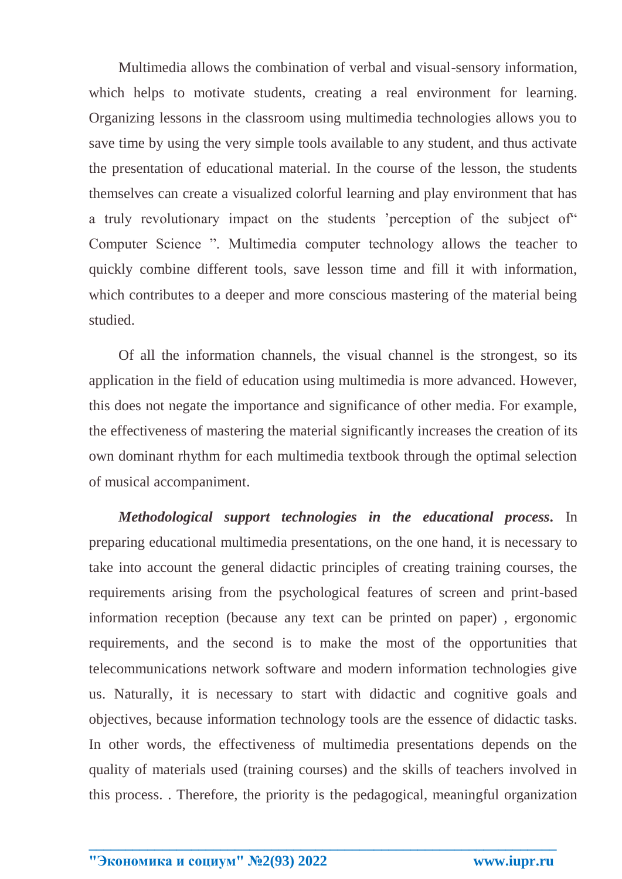Multimedia allows the combination of verbal and visual-sensory information, which helps to motivate students, creating a real environment for learning. Organizing lessons in the classroom using multimedia technologies allows you to save time by using the very simple tools available to any student, and thus activate the presentation of educational material. In the course of the lesson, the students themselves can create a visualized colorful learning and play environment that has a truly revolutionary impact on the students 'perception of the subject of" Computer Science ". Multimedia computer technology allows the teacher to quickly combine different tools, save lesson time and fill it with information, which contributes to a deeper and more conscious mastering of the material being studied.

Of all the information channels, the visual channel is the strongest, so its application in the field of education using multimedia is more advanced. However, this does not negate the importance and significance of other media. For example, the effectiveness of mastering the material significantly increases the creation of its own dominant rhythm for each multimedia textbook through the optimal selection of musical accompaniment.

***Methodological support technologies in the educational process***. In preparing educational multimedia presentations, on the one hand, it is necessary to take into account the general didactic principles of creating training courses, the requirements arising from the psychological features of screen and print-based information reception (because any text can be printed on paper) , ergonomic requirements, and the second is to make the most of the opportunities that telecommunications network software and modern information technologies give us. Naturally, it is necessary to start with didactic and cognitive goals and objectives, because information technology tools are the essence of didactic tasks. In other words, the effectiveness of multimedia presentations depends on the quality of materials used (training courses) and the skills of teachers involved in this process. . Therefore, the priority is the pedagogical, meaningful organization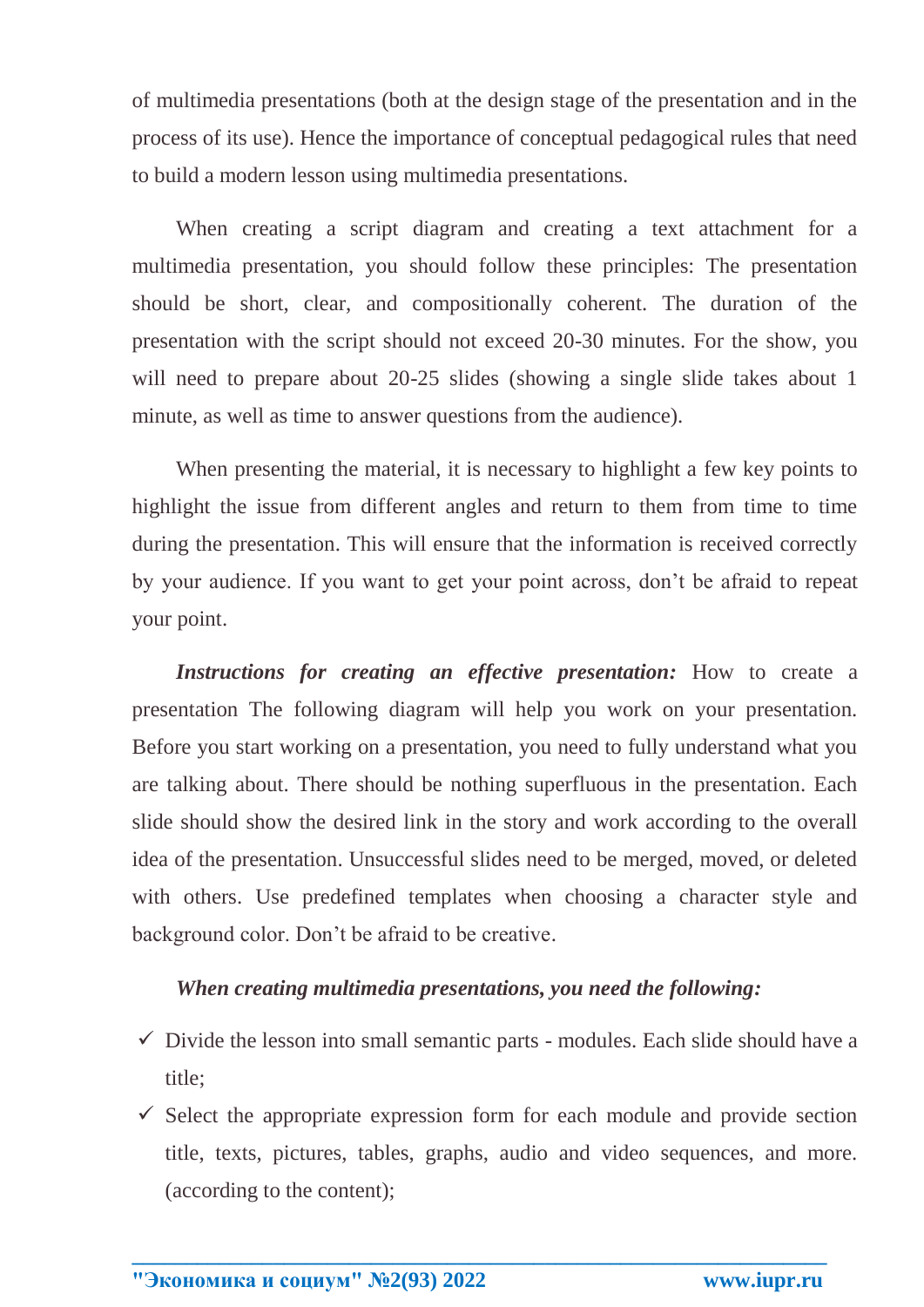of multimedia presentations (both at the design stage of the presentation and in the process of its use). Hence the importance of conceptual pedagogical rules that need to build a modern lesson using multimedia presentations.

When creating a script diagram and creating a text attachment for a multimedia presentation, you should follow these principles: The presentation should be short, clear, and compositionally coherent. The duration of the presentation with the script should not exceed 20-30 minutes. For the show, you will need to prepare about 20-25 slides (showing a single slide takes about 1 minute, as well as time to answer questions from the audience).

When presenting the material, it is necessary to highlight a few key points to highlight the issue from different angles and return to them from time to time during the presentation. This will ensure that the information is received correctly by your audience. If you want to get your point across, don't be afraid to repeat your point.

***Instructions for creating an effective presentation:*** How to create a presentation The following diagram will help you work on your presentation. Before you start working on a presentation, you need to fully understand what you are talking about. There should be nothing superfluous in the presentation. Each slide should show the desired link in the story and work according to the overall idea of the presentation. Unsuccessful slides need to be merged, moved, or deleted with others. Use predefined templates when choosing a character style and background color. Don't be afraid to be creative.

***When creating multimedia presentations, you need the following:***

- ✓ Divide the lesson into small semantic parts - modules. Each slide should have a title;
- ✓ Select the appropriate expression form for each module and provide section title, texts, pictures, tables, graphs, audio and video sequences, and more. (according to the content);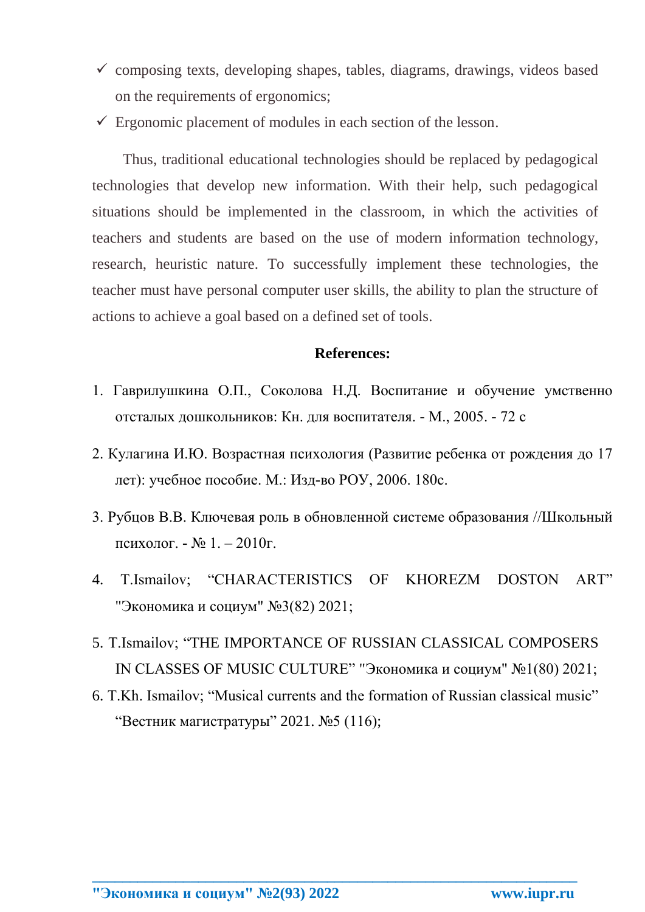- ✓ composing texts, developing shapes, tables, diagrams, drawings, videos based on the requirements of ergonomics;
- ✓ Ergonomic placement of modules in each section of the lesson.

Thus, traditional educational technologies should be replaced by pedagogical technologies that develop new information. With their help, such pedagogical situations should be implemented in the classroom, in which the activities of teachers and students are based on the use of modern information technology, research, heuristic nature. To successfully implement these technologies, the teacher must have personal computer user skills, the ability to plan the structure of actions to achieve a goal based on a defined set of tools.

**References:**

1. Гаврилушкина О.П., Соколова Н.Д. Воспитание и обучение умственно отсталых дошкольников: Кн. для воспитателя. - М., 2005. - 72 с
2. Кулагина И.Ю. Возрастная психология (Развитие ребенка от рождения до 17 лет): учебное пособие. М.: Изд-во РОУ, 2006. 180с.
3. Рубцов В.В. Ключевая роль в обновленной системе образования //Школьный психолог. - № 1. – 2010г.
4. T.Ismailov; "CHARACTERISTICS OF KHOREZM DOSTON ART" "Экономика и социум" №3(82) 2021;
5. T.Ismailov; "THE IMPORTANCE OF RUSSIAN CLASSICAL COMPOSERS IN CLASSES OF MUSIC CULTURE" "Экономика и социум" №1(80) 2021;
6. T.Kh. Ismailov; "Musical currents and the formation of Russian classical music" "Вестник магистратуры" 2021. №5 (116);